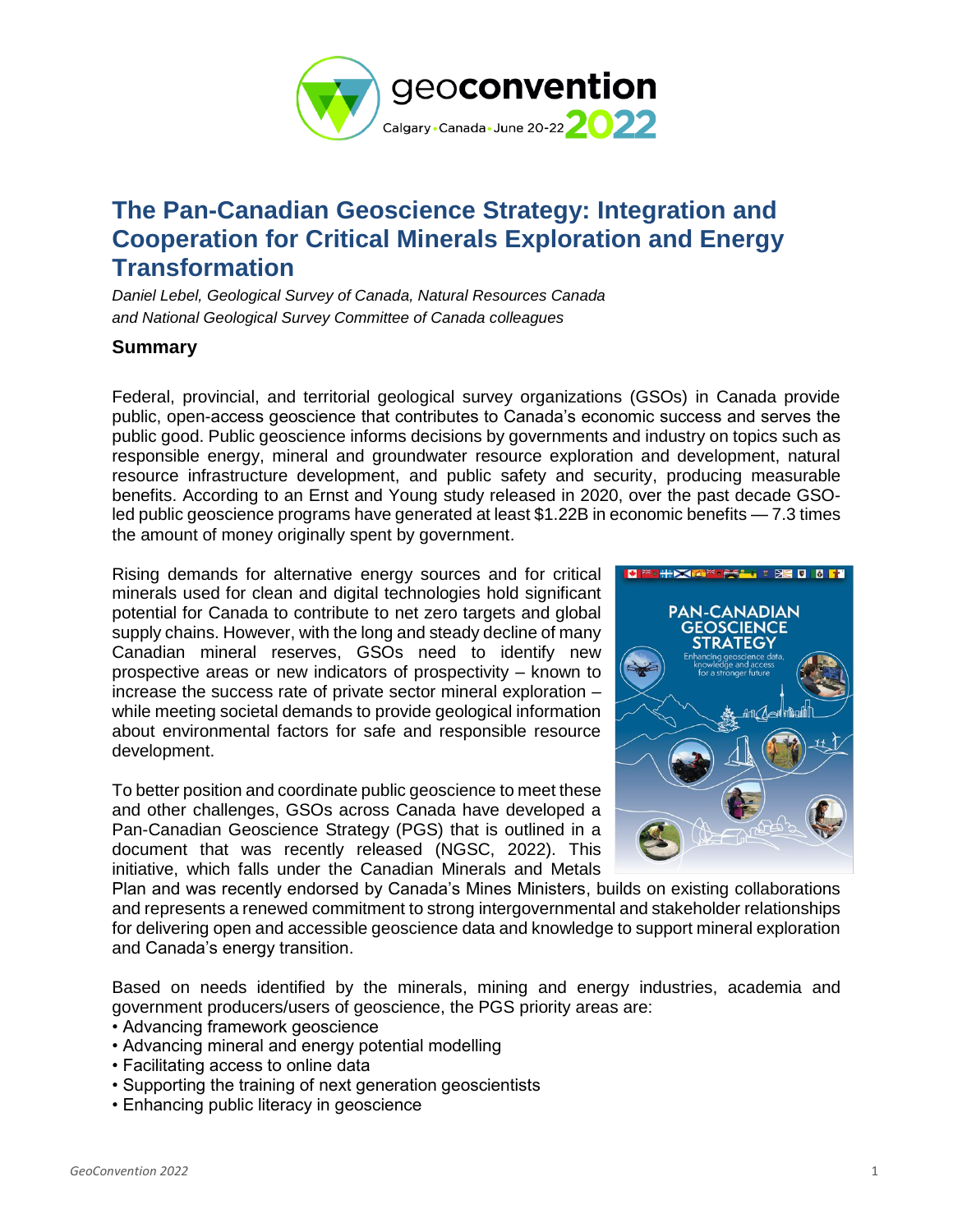# The Pan-Canadian Geoscience Strategy: Integration and Cooperation for Critical Minerals Exploration and Energy Transformation

*Daniel Lebel, Geological Survey of Canada, Natural Resources Canada*
*and National Geological Survey Committee of Canada colleagues*

## Summary

Federal, provincial, and territorial geological survey organizations (GSOs) in Canada provide public, open-access geoscience that contributes to Canada's economic success and serves the public good. Public geoscience informs decisions by governments and industry on topics such as responsible energy, mineral and groundwater resource exploration and development, natural resource infrastructure development, and public safety and security, producing measurable benefits. According to an Ernst and Young study released in 2020, over the past decade GSO-led public geoscience programs have generated at least $1.22B in economic benefits — 7.3 times the amount of money originally spent by government.

Rising demands for alternative energy sources and for critical minerals used for clean and digital technologies hold significant potential for Canada to contribute to net zero targets and global supply chains. However, with the long and steady decline of many Canadian mineral reserves, GSOs need to identify new prospective areas or new indicators of prospectivity – known to increase the success rate of private sector mineral exploration – while meeting societal demands to provide geological information about environmental factors for safe and responsible resource development.

To better position and coordinate public geoscience to meet these and other challenges, GSOs across Canada have developed a Pan-Canadian Geoscience Strategy (PGS) that is outlined in a document that was recently released (NGSC, 2022). This initiative, which falls under the Canadian Minerals and Metals Plan and was recently endorsed by Canada's Mines Ministers, builds on existing collaborations and represents a renewed commitment to strong intergovernmental and stakeholder relationships for delivering open and accessible geoscience data and knowledge to support mineral exploration and Canada's energy transition.

Based on needs identified by the minerals, mining and energy industries, academia and government producers/users of geoscience, the PGS priority areas are:

- Advancing framework geoscience
- Advancing mineral and energy potential modelling
- Facilitating access to online data
- Supporting the training of next generation geoscientists
- Enhancing public literacy in geoscience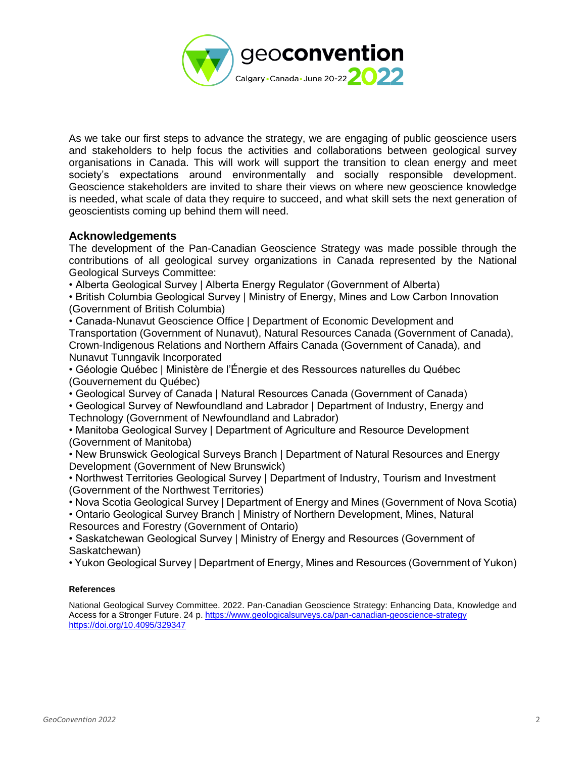As we take our first steps to advance the strategy, we are engaging of public geoscience users and stakeholders to help focus the activities and collaborations between geological survey organisations in Canada. This will work will support the transition to clean energy and meet society's expectations around environmentally and socially responsible development. Geoscience stakeholders are invited to share their views on where new geoscience knowledge is needed, what scale of data they require to succeed, and what skill sets the next generation of geoscientists coming up behind them will need.

## Acknowledgements

The development of the Pan-Canadian Geoscience Strategy was made possible through the contributions of all geological survey organizations in Canada represented by the National Geological Surveys Committee:

- Alberta Geological Survey | Alberta Energy Regulator (Government of Alberta)
- British Columbia Geological Survey | Ministry of Energy, Mines and Low Carbon Innovation (Government of British Columbia)
- Canada-Nunavut Geoscience Office | Department of Economic Development and Transportation (Government of Nunavut), Natural Resources Canada (Government of Canada), Crown-Indigenous Relations and Northern Affairs Canada (Government of Canada), and Nunavut Tunngavik Incorporated
- Géologie Québec | Ministère de l'Énergie et des Ressources naturelles du Québec (Gouvernement du Québec)
- Geological Survey of Canada | Natural Resources Canada (Government of Canada)
- Geological Survey of Newfoundland and Labrador | Department of Industry, Energy and Technology (Government of Newfoundland and Labrador)
- Manitoba Geological Survey | Department of Agriculture and Resource Development (Government of Manitoba)
- New Brunswick Geological Surveys Branch | Department of Natural Resources and Energy Development (Government of New Brunswick)
- Northwest Territories Geological Survey | Department of Industry, Tourism and Investment (Government of the Northwest Territories)
- Nova Scotia Geological Survey | Department of Energy and Mines (Government of Nova Scotia)
- Ontario Geological Survey Branch | Ministry of Northern Development, Mines, Natural Resources and Forestry (Government of Ontario)
- Saskatchewan Geological Survey | Ministry of Energy and Resources (Government of Saskatchewan)
- Yukon Geological Survey | Department of Energy, Mines and Resources (Government of Yukon)

#### References

National Geological Survey Committee. 2022. Pan-Canadian Geoscience Strategy: Enhancing Data, Knowledge and Access for a Stronger Future. 24 p. https://www.geologicalsurveys.ca/pan-canadian-geoscience-strategy https://doi.org/10.4095/329347